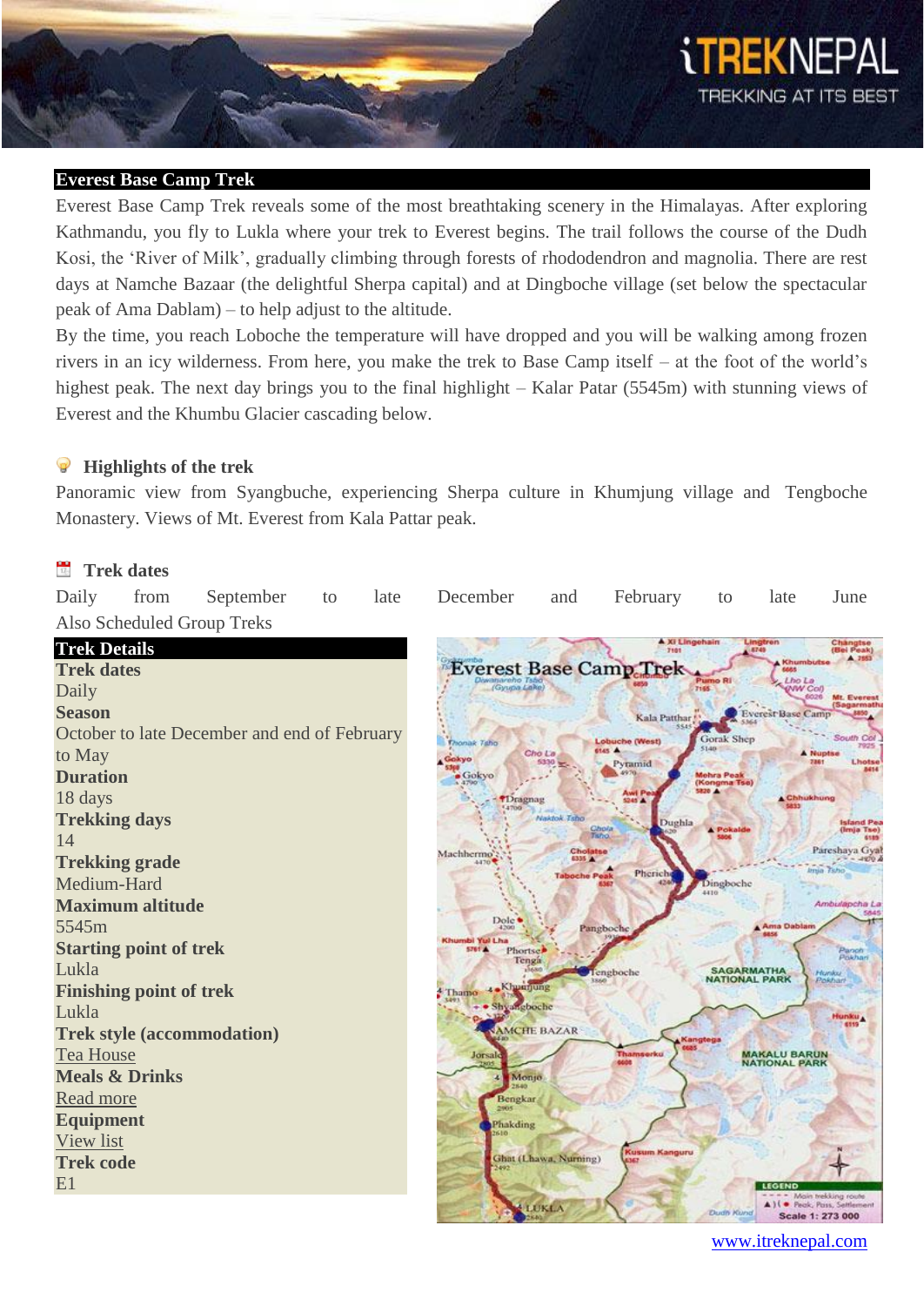## Everest Base Camp Trek

Everest Base Camp Trek reveals some of the most breathtaking scenery in the Himalayas. After exploring Kathmandu, you fly to Lukla where your trek to Everest begins. The trail follows the course of the Dudh Kosi, the 'River of Milk', gradually climbing through forests of rhododendron and magnolia. There are rest days at Namche Bazaar (the delightful Sherpa capital) and at Dingboche village (set below the spectacular peak of Ama Dablam) – to help adjust to the altitude.

By the time, you reach Loboche the temperature will have dropped and you will be walking among frozen rivers in an icy wilderness. From here, you make the trek to Base Camp itself – at the foot of the world's highest peak. The next day brings you to the final highlight – Kalar Patar (5545m) with stunning views of Everest and the Khumbu Glacier cascading below.

### Highlights of the trek

Panoramic view from Syangbuche, experiencing Sherpa culture in Khumjung village and Tengboche Monastery. Views of Mt. Everest from Kala Pattar peak.

### Trek dates

Daily from September to late December and February to late June

Also Scheduled Group Treks

## Trek Details

**Trek dates**
Daily

**Season**
October to late December and end of February to May

**Duration**
18 days

**Trekking days**
14

**Trekking grade**
Medium-Hard

**Maximum altitude**
5545m

**Starting point of trek**
Lukla

**Finishing point of trek**
Lukla

**Trek style (accommodation)**
Tea House

**Meals & Drinks**
Read more

**Equipment**
View list

**Trek code**
E1

www.itreknepal.com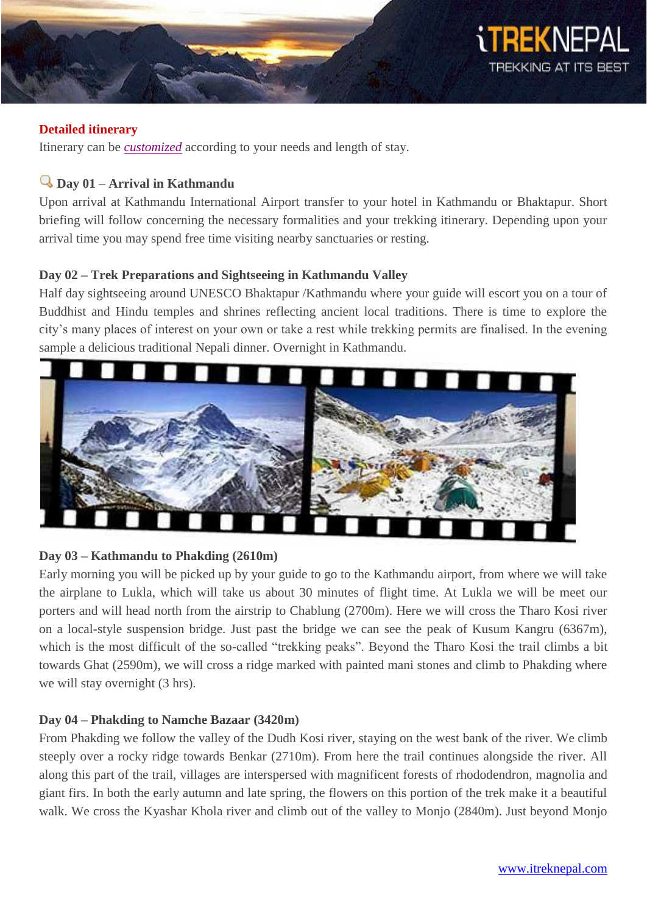## Detailed itinerary

Itinerary can be *customized* according to your needs and length of stay.

### Day 01 – Arrival in Kathmandu

Upon arrival at Kathmandu International Airport transfer to your hotel in Kathmandu or Bhaktapur. Short briefing will follow concerning the necessary formalities and your trekking itinerary. Depending upon your arrival time you may spend free time visiting nearby sanctuaries or resting.

### Day 02 – Trek Preparations and Sightseeing in Kathmandu Valley

Half day sightseeing around UNESCO Bhaktapur /Kathmandu where your guide will escort you on a tour of Buddhist and Hindu temples and shrines reflecting ancient local traditions. There is time to explore the city's many places of interest on your own or take a rest while trekking permits are finalised. In the evening sample a delicious traditional Nepali dinner. Overnight in Kathmandu.

### Day 03 – Kathmandu to Phakding (2610m)

Early morning you will be picked up by your guide to go to the Kathmandu airport, from where we will take the airplane to Lukla, which will take us about 30 minutes of flight time. At Lukla we will be meet our porters and will head north from the airstrip to Chablung (2700m). Here we will cross the Tharo Kosi river on a local-style suspension bridge. Just past the bridge we can see the peak of Kusum Kangru (6367m), which is the most difficult of the so-called "trekking peaks". Beyond the Tharo Kosi the trail climbs a bit towards Ghat (2590m), we will cross a ridge marked with painted mani stones and climb to Phakding where we will stay overnight (3 hrs).

### Day 04 – Phakding to Namche Bazaar (3420m)

From Phakding we follow the valley of the Dudh Kosi river, staying on the west bank of the river. We climb steeply over a rocky ridge towards Benkar (2710m). From here the trail continues alongside the river. All along this part of the trail, villages are interspersed with magnificent forests of rhododendron, magnolia and giant firs. In both the early autumn and late spring, the flowers on this portion of the trek make it a beautiful walk. We cross the Kyashar Khola river and climb out of the valley to Monjo (2840m). Just beyond Monjo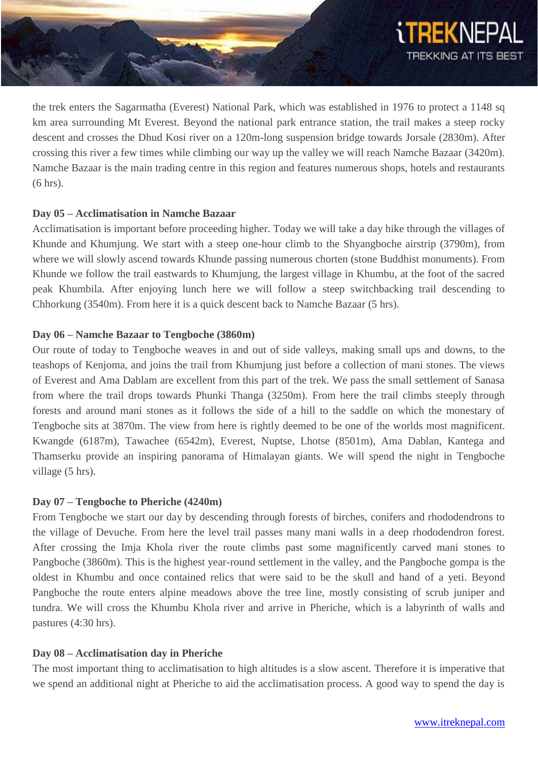the trek enters the Sagarmatha (Everest) National Park, which was established in 1976 to protect a 1148 sq km area surrounding Mt Everest. Beyond the national park entrance station, the trail makes a steep rocky descent and crosses the Dhud Kosi river on a 120m-long suspension bridge towards Jorsale (2830m). After crossing this river a few times while climbing our way up the valley we will reach Namche Bazaar (3420m). Namche Bazaar is the main trading centre in this region and features numerous shops, hotels and restaurants (6 hrs).

**Day 05 – Acclimatisation in Namche Bazaar**

Acclimatisation is important before proceeding higher. Today we will take a day hike through the villages of Khunde and Khumjung. We start with a steep one-hour climb to the Shyangboche airstrip (3790m), from where we will slowly ascend towards Khunde passing numerous chorten (stone Buddhist monuments). From Khunde we follow the trail eastwards to Khumjung, the largest village in Khumbu, at the foot of the sacred peak Khumbila. After enjoying lunch here we will follow a steep switchbacking trail descending to Chhorkung (3540m). From here it is a quick descent back to Namche Bazaar (5 hrs).

**Day 06 – Namche Bazaar to Tengboche (3860m)**

Our route of today to Tengboche weaves in and out of side valleys, making small ups and downs, to the teashops of Kenjoma, and joins the trail from Khumjung just before a collection of mani stones. The views of Everest and Ama Dablam are excellent from this part of the trek. We pass the small settlement of Sanasa from where the trail drops towards Phunki Thanga (3250m). From here the trail climbs steeply through forests and around mani stones as it follows the side of a hill to the saddle on which the monestary of Tengboche sits at 3870m. The view from here is rightly deemed to be one of the worlds most magnificent. Kwangde (6187m), Tawachee (6542m), Everest, Nuptse, Lhotse (8501m), Ama Dablan, Kantega and Thamserku provide an inspiring panorama of Himalayan giants. We will spend the night in Tengboche village (5 hrs).

**Day 07 – Tengboche to Pheriche (4240m)**

From Tengboche we start our day by descending through forests of birches, conifers and rhododendrons to the village of Devuche. From here the level trail passes many mani walls in a deep rhododendron forest. After crossing the Imja Khola river the route climbs past some magnificently carved mani stones to Pangboche (3860m). This is the highest year-round settlement in the valley, and the Pangboche gompa is the oldest in Khumbu and once contained relics that were said to be the skull and hand of a yeti. Beyond Pangboche the route enters alpine meadows above the tree line, mostly consisting of scrub juniper and tundra. We will cross the Khumbu Khola river and arrive in Pheriche, which is a labyrinth of walls and pastures (4:30 hrs).

**Day 08 – Acclimatisation day in Pheriche**

The most important thing to acclimatisation to high altitudes is a slow ascent. Therefore it is imperative that we spend an additional night at Pheriche to aid the acclimatisation process. A good way to spend the day is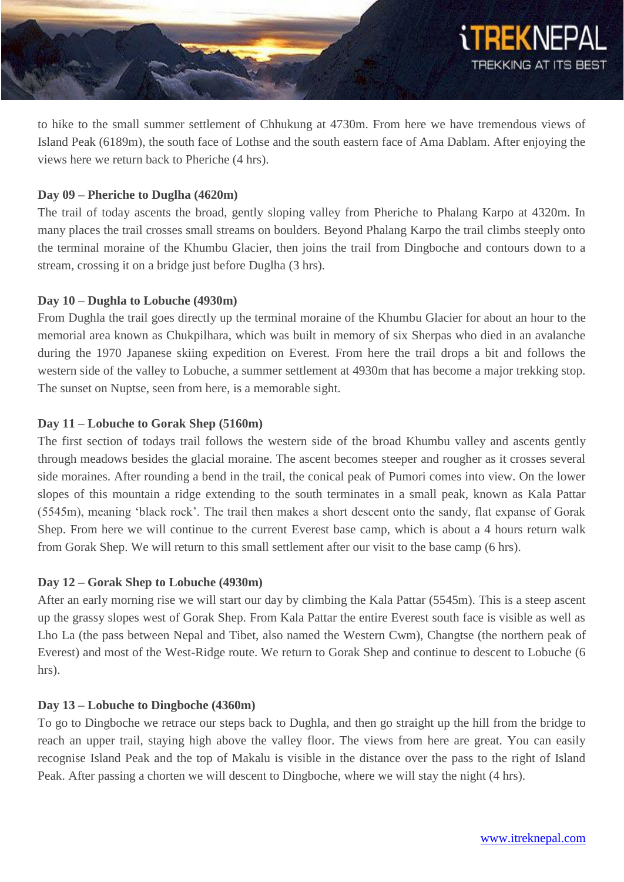to hike to the small summer settlement of Chhukung at 4730m. From here we have tremendous views of Island Peak (6189m), the south face of Lothse and the south eastern face of Ama Dablam. After enjoying the views here we return back to Pheriche (4 hrs).

**Day 09 – Pheriche to Duglha (4620m)**

The trail of today ascents the broad, gently sloping valley from Pheriche to Phalang Karpo at 4320m. In many places the trail crosses small streams on boulders. Beyond Phalang Karpo the trail climbs steeply onto the terminal moraine of the Khumbu Glacier, then joins the trail from Dingboche and contours down to a stream, crossing it on a bridge just before Duglha (3 hrs).

**Day 10 – Dughla to Lobuche (4930m)**

From Dughla the trail goes directly up the terminal moraine of the Khumbu Glacier for about an hour to the memorial area known as Chukpilhara, which was built in memory of six Sherpas who died in an avalanche during the 1970 Japanese skiing expedition on Everest. From here the trail drops a bit and follows the western side of the valley to Lobuche, a summer settlement at 4930m that has become a major trekking stop. The sunset on Nuptse, seen from here, is a memorable sight.

**Day 11 – Lobuche to Gorak Shep (5160m)**

The first section of todays trail follows the western side of the broad Khumbu valley and ascents gently through meadows besides the glacial moraine. The ascent becomes steeper and rougher as it crosses several side moraines. After rounding a bend in the trail, the conical peak of Pumori comes into view. On the lower slopes of this mountain a ridge extending to the south terminates in a small peak, known as Kala Pattar (5545m), meaning 'black rock'. The trail then makes a short descent onto the sandy, flat expanse of Gorak Shep. From here we will continue to the current Everest base camp, which is about a 4 hours return walk from Gorak Shep. We will return to this small settlement after our visit to the base camp (6 hrs).

**Day 12 – Gorak Shep to Lobuche (4930m)**

After an early morning rise we will start our day by climbing the Kala Pattar (5545m). This is a steep ascent up the grassy slopes west of Gorak Shep. From Kala Pattar the entire Everest south face is visible as well as Lho La (the pass between Nepal and Tibet, also named the Western Cwm), Changtse (the northern peak of Everest) and most of the West-Ridge route. We return to Gorak Shep and continue to descent to Lobuche (6 hrs).

**Day 13 – Lobuche to Dingboche (4360m)**

To go to Dingboche we retrace our steps back to Dughla, and then go straight up the hill from the bridge to reach an upper trail, staying high above the valley floor. The views from here are great. You can easily recognise Island Peak and the top of Makalu is visible in the distance over the pass to the right of Island Peak. After passing a chorten we will descent to Dingboche, where we will stay the night (4 hrs).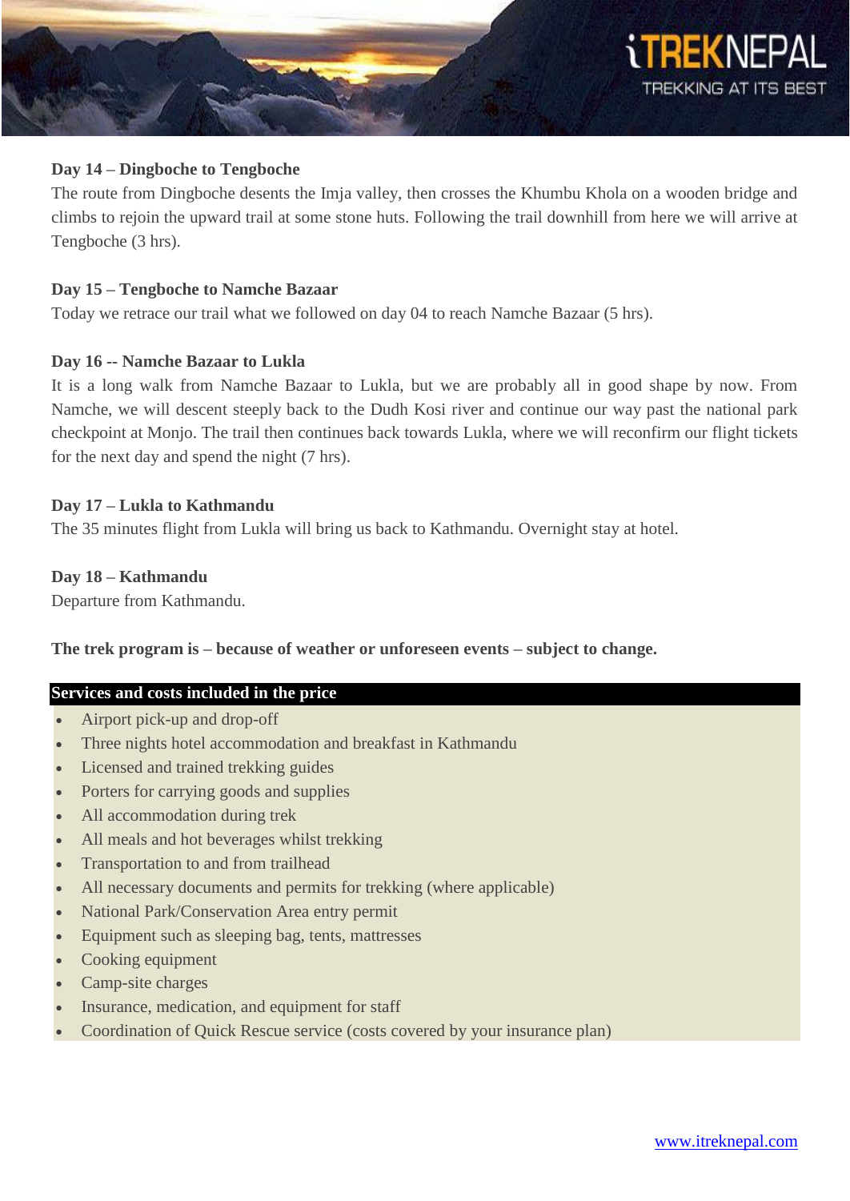**Day 14 – Dingboche to Tengboche**

The route from Dingboche desents the Imja valley, then crosses the Khumbu Khola on a wooden bridge and climbs to rejoin the upward trail at some stone huts. Following the trail downhill from here we will arrive at Tengboche (3 hrs).

**Day 15 – Tengboche to Namche Bazaar**

Today we retrace our trail what we followed on day 04 to reach Namche Bazaar (5 hrs).

**Day 16 -- Namche Bazaar to Lukla**

It is a long walk from Namche Bazaar to Lukla, but we are probably all in good shape by now. From Namche, we will descent steeply back to the Dudh Kosi river and continue our way past the national park checkpoint at Monjo. The trail then continues back towards Lukla, where we will reconfirm our flight tickets for the next day and spend the night (7 hrs).

**Day 17 – Lukla to Kathmandu**

The 35 minutes flight from Lukla will bring us back to Kathmandu. Overnight stay at hotel.

**Day 18 – Kathmandu**

Departure from Kathmandu.

**The trek program is – because of weather or unforeseen events – subject to change.**

**Services and costs included in the price**

- Airport pick-up and drop-off
- Three nights hotel accommodation and breakfast in Kathmandu
- Licensed and trained trekking guides
- Porters for carrying goods and supplies
- All accommodation during trek
- All meals and hot beverages whilst trekking
- Transportation to and from trailhead
- All necessary documents and permits for trekking (where applicable)
- National Park/Conservation Area entry permit
- Equipment such as sleeping bag, tents, mattresses
- Cooking equipment
- Camp-site charges
- Insurance, medication, and equipment for staff
- Coordination of Quick Rescue service (costs covered by your insurance plan)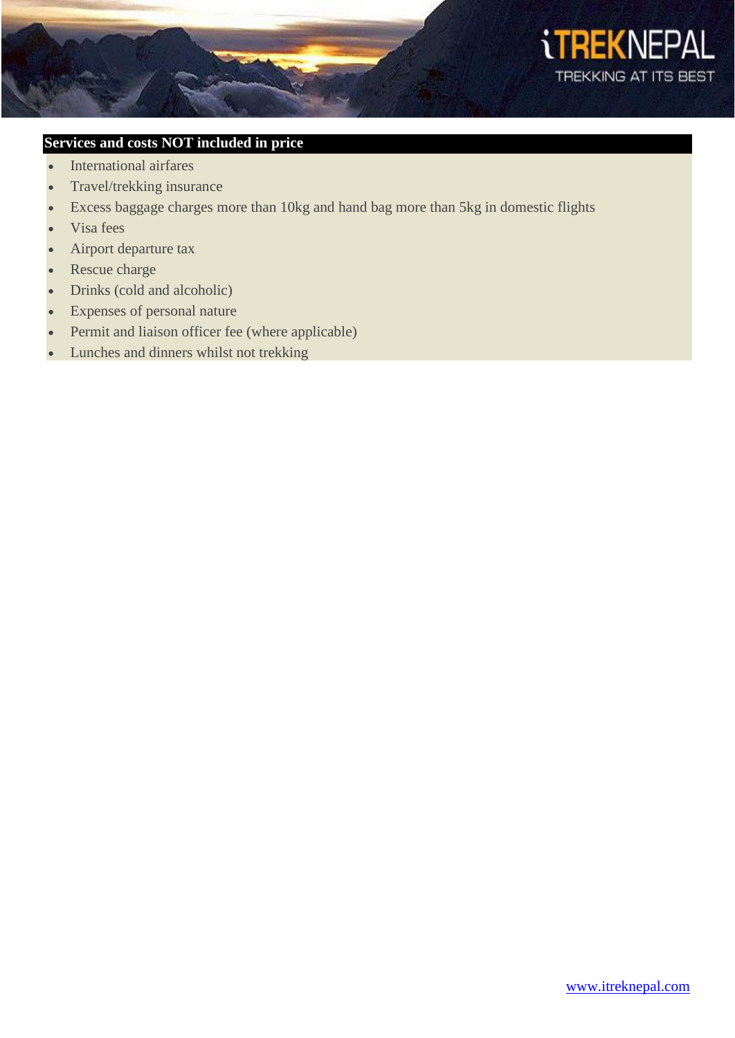## Services and costs NOT included in price

- International airfares
- Travel/trekking insurance
- Excess baggage charges more than 10kg and hand bag more than 5kg in domestic flights
- Visa fees
- Airport departure tax
- Rescue charge
- Drinks (cold and alcoholic)
- Expenses of personal nature
- Permit and liaison officer fee (where applicable)
- Lunches and dinners whilst not trekking